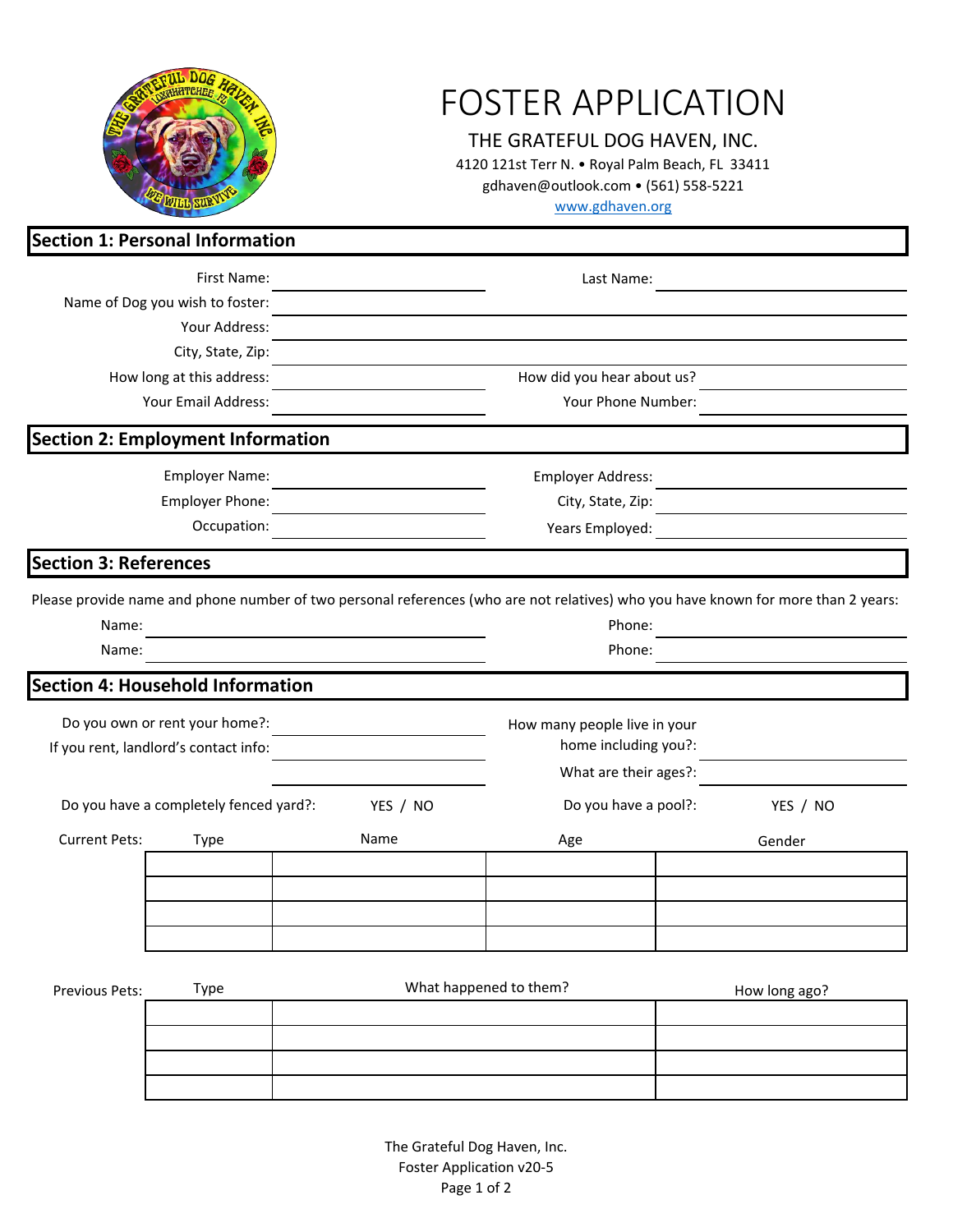# FOSTER APPLICATION

THE GRATEFUL DOG HAVEN, INC.

4120 121st Terr N. • Royal Palm Beach, FL 33411

gdhaven@outlook.com • (561) 558-5221

www.gdhaven.org

## Section 1: Personal Information

First Name: ____________________ Last Name: ____________________

Name of Dog you wish to foster: ____________________

Your Address: ____________________

City, State, Zip: ____________________

How long at this address: ____________________ How did you hear about us? ____________________

Your Email Address: ____________________ Your Phone Number: ____________________

## Section 2: Employment Information

Employer Name: ____________________ Employer Address: ____________________

Employer Phone: ____________________ City, State, Zip: ____________________

Occupation: ____________________ Years Employed: ____________________

## Section 3: References

Please provide name and phone number of two personal references (who are not relatives) who you have known for more than 2 years:

Name: ____________________ Phone: ____________________

Name: ____________________ Phone: ____________________

## Section 4: Household Information

Do you own or rent your home?: ____________________

If you rent, landlord's contact info: ____________________

____________________

How many people live in your home including you?: ____________________

What are their ages?: ____________________

Do you have a completely fenced yard?: YES / NO

Do you have a pool?: YES / NO

Current Pets:

| Type | Name | Age | Gender |
|---|---|---|---|
| | | | |
| | | | |
| | | | |
| | | | |

Previous Pets:

| Type | What happened to them? | How long ago? |
|---|---|---|
| | | |
| | | |
| | | |
| | | |

The Grateful Dog Haven, Inc.
Foster Application v20-5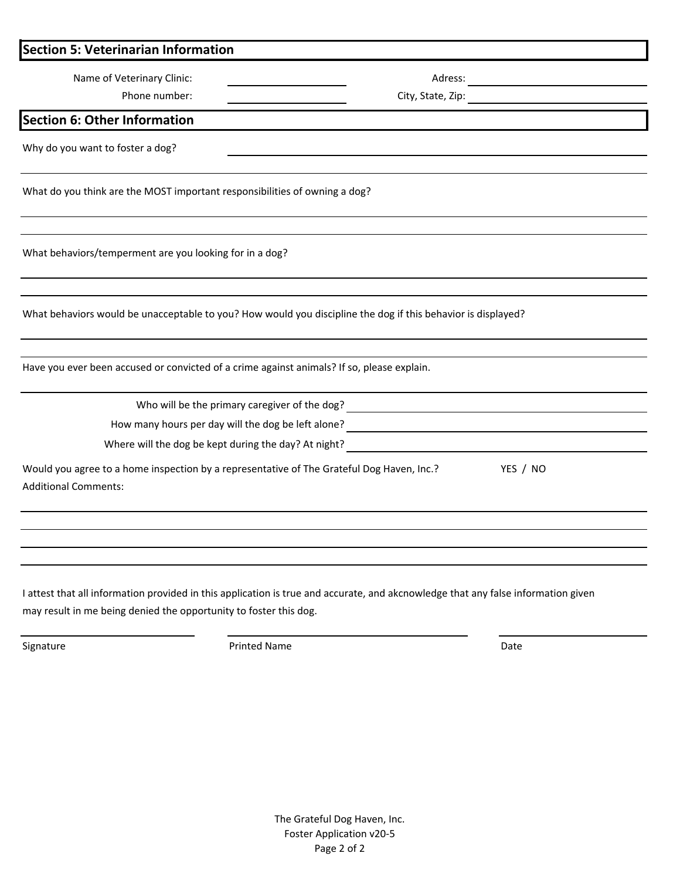## Section 5: Veterinarian Information

Name of Veterinary Clinic: \_\_\_\_\_\_\_\_\_\_\_\_\_\_\_\_ Adress: \_\_\_\_\_\_\_\_\_\_\_\_\_\_\_\_

Phone number: \_\_\_\_\_\_\_\_\_\_\_\_\_\_\_\_ City, State, Zip: \_\_\_\_\_\_\_\_\_\_\_\_\_\_\_\_

## Section 6: Other Information

Why do you want to foster a dog?

What do you think are the MOST important responsibilities of owning a dog?

What behaviors/temperment are you looking for in a dog?

What behaviors would be unacceptable to you? How would you discipline the dog if this behavior is displayed?

Have you ever been accused or convicted of a crime against animals? If so, please explain.

Who will be the primary caregiver of the dog?

How many hours per day will the dog be left alone?

Where will the dog be kept during the day? At night?

Would you agree to a home inspection by a representative of The Grateful Dog Haven, Inc.? YES / NO

Additional Comments:

I attest that all information provided in this application is true and accurate, and akcnowledge that any false information given may result in me being denied the opportunity to foster this dog.

Signature Printed Name Date

The Grateful Dog Haven, Inc.
Foster Application v20-5